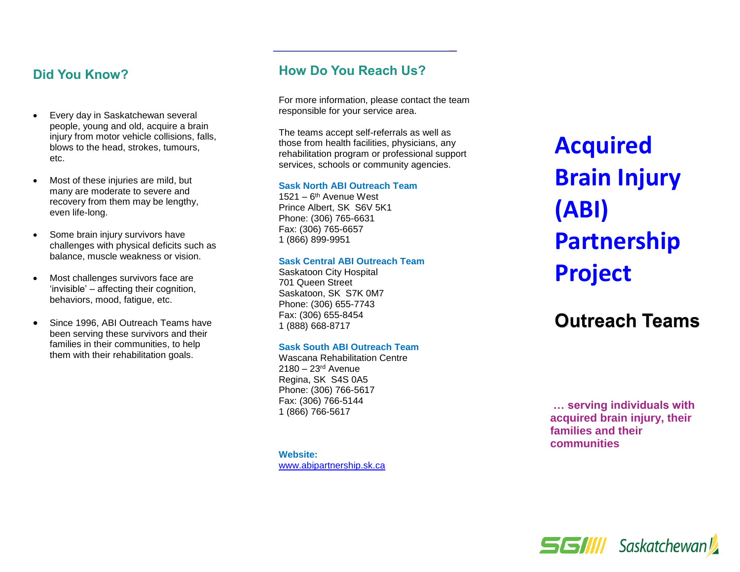## Did You Know?

- Every day in Saskatchewan several people, young and old, acquire a brain injury from motor vehicle collisions, falls, blows to the head, strokes, tumours, etc.
- Most of these injuries are mild, but many are moderate to severe and recovery from them may be lengthy, even life-long.
- Some brain injury survivors have challenges with physical deficits such as balance, muscle weakness or vision.
- Most challenges survivors face are 'invisible' – affecting their cognition, behaviors, mood, fatigue, etc.
- Since 1996, ABI Outreach Teams have been serving these survivors and their families in their communities, to help them with their rehabilitation goals.

## How Do You Reach Us?

For more information, please contact the team responsible for your service area.

The teams accept self-referrals as well as those from health facilities, physicians, any rehabilitation program or professional support services, schools or community agencies.

**Sask North ABI Outreach Team**
1521 – 6th Avenue West
Prince Albert, SK S6V 5K1
Phone: (306) 765-6631
Fax: (306) 765-6657
1 (866) 899-9951

**Sask Central ABI Outreach Team**
Saskatoon City Hospital
701 Queen Street
Saskatoon, SK S7K 0M7
Phone: (306) 655-7743
Fax: (306) 655-8454
1 (888) 668-8717

**Sask South ABI Outreach Team**
Wascana Rehabilitation Centre
2180 – 23rd Avenue
Regina, SK S4S 0A5
Phone: (306) 766-5617
Fax: (306) 766-5144
1 (866) 766-5617

**Website:**
www.abipartnership.sk.ca

# Acquired Brain Injury (ABI) Partnership Project

## Outreach Teams

**… serving individuals with acquired brain injury, their families and their communities**

SGI Saskatchewan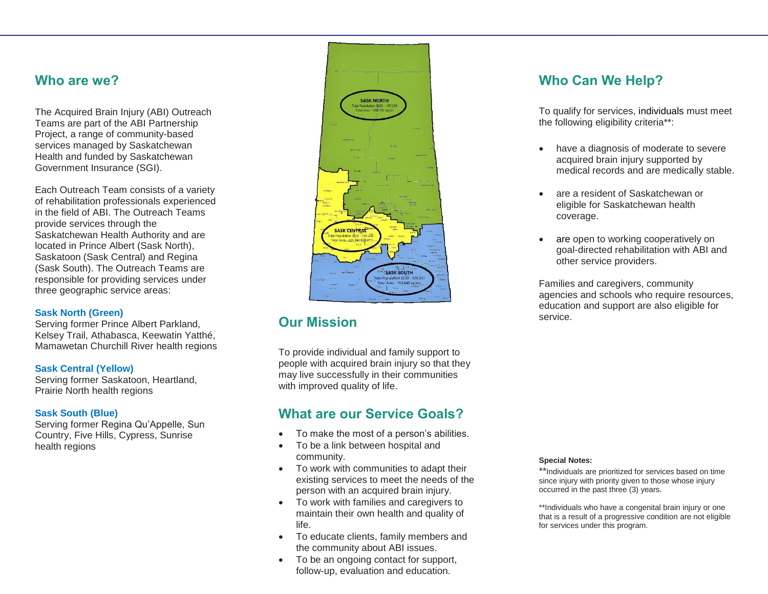## Who are we?

The Acquired Brain Injury (ABI) Outreach Teams are part of the ABI Partnership Project, a range of community-based services managed by Saskatchewan Health and funded by Saskatchewan Government Insurance (SGI).

Each Outreach Team consists of a variety of rehabilitation professionals experienced in the field of ABI. The Outreach Teams provide services through the Saskatchewan Health Authority and are located in Prince Albert (Sask North), Saskatoon (Sask Central) and Regina (Sask South). The Outreach Teams are responsible for providing services under three geographic service areas:

**Sask North (Green)**
Serving former Prince Albert Parkland, Kelsey Trail, Athabasca, Keewatin Yatthé, Mamawetan Churchill River health regions

**Sask Central (Yellow)**
Serving former Saskatoon, Heartland, Prairie North health regions

**Sask South (Blue)**
Serving former Regina Qu'Appelle, Sun Country, Five Hills, Cypress, Sunrise health regions

SASK NORTH
Total Population 2020 - 167,259
Total Area - 586,150 sq.km

SASK CENTRAL
Total Population 2020 - 518,204
Total Area - 205,840 sq.km

SASK SOUTH
Total Population 2020 - 539,247
Total Area - 157,640 sq.km

## Our Mission

To provide individual and family support to people with acquired brain injury so that they may live successfully in their communities with improved quality of life.

## What are our Service Goals?

- To make the most of a person's abilities.
- To be a link between hospital and community.
- To work with communities to adapt their existing services to meet the needs of the person with an acquired brain injury.
- To work with families and caregivers to maintain their own health and quality of life.
- To educate clients, family members and the community about ABI issues.
- To be an ongoing contact for support, follow-up, evaluation and education.

## Who Can We Help?

To qualify for services, individuals must meet the following eligibility criteria**:

- have a diagnosis of moderate to severe acquired brain injury supported by medical records and are medically stable.
- are a resident of Saskatchewan or eligible for Saskatchewan health coverage.
- are open to working cooperatively on goal-directed rehabilitation with ABI and other service providers.

Families and caregivers, community agencies and schools who require resources, education and support are also eligible for service.

**Special Notes:**

**Individuals are prioritized for services based on time since injury with priority given to those whose injury occurred in the past three (3) years.

**Individuals who have a congenital brain injury or one that is a result of a progressive condition are not eligible for services under this program.